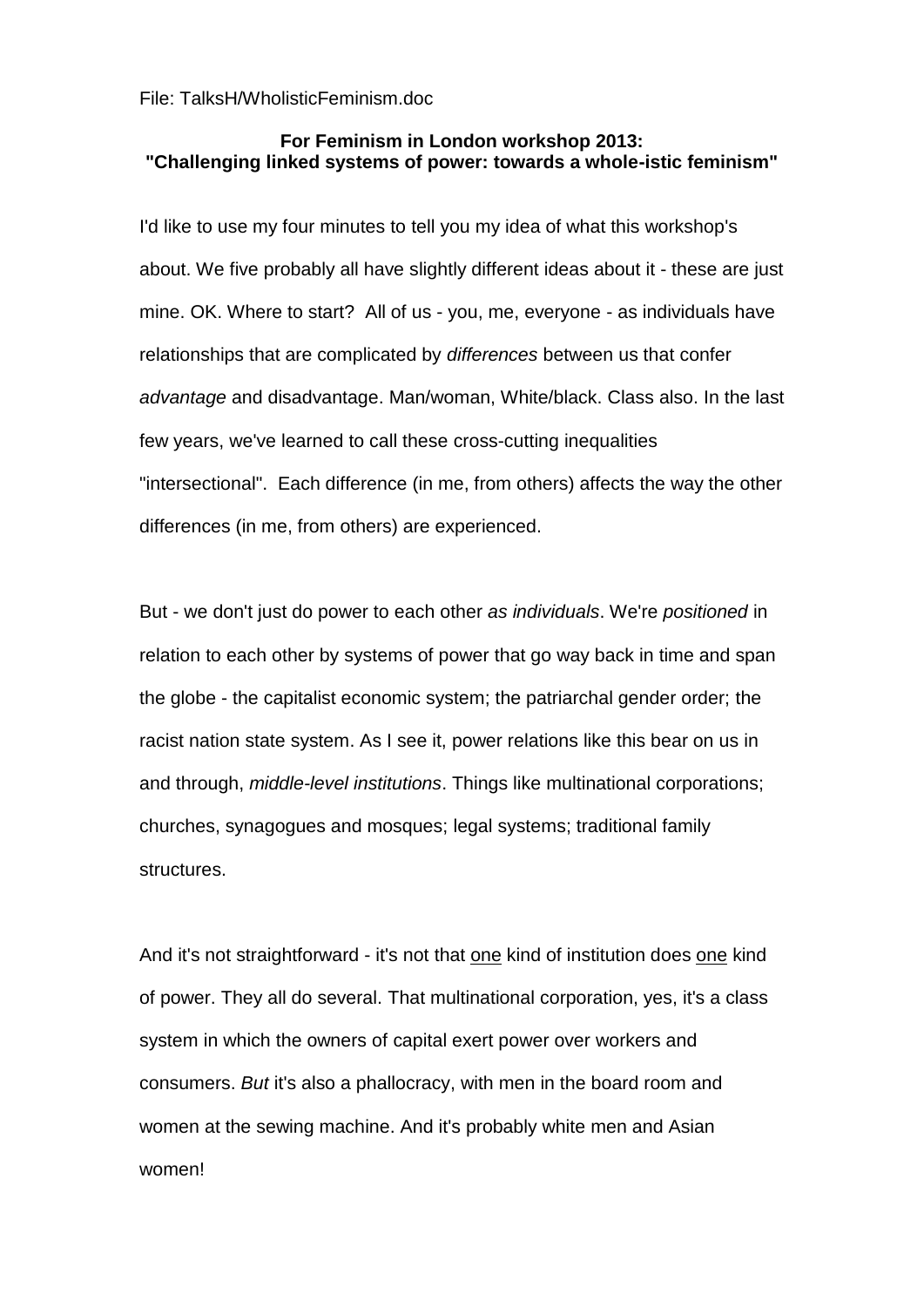File: TalksH/WholisticFeminism.doc

**For Feminism in London workshop 2013:**
**"Challenging linked systems of power: towards a whole-istic feminism"**

I'd like to use my four minutes to tell you my idea of what this workshop's about. We five probably all have slightly different ideas about it - these are just mine. OK. Where to start? All of us - you, me, everyone - as individuals have relationships that are complicated by *differences* between us that confer *advantage* and disadvantage. Man/woman, White/black. Class also. In the last few years, we've learned to call these cross-cutting inequalities "intersectional". Each difference (in me, from others) affects the way the other differences (in me, from others) are experienced.

But - we don't just do power to each other *as individuals*. We're *positioned* in relation to each other by systems of power that go way back in time and span the globe - the capitalist economic system; the patriarchal gender order; the racist nation state system. As I see it, power relations like this bear on us in and through, *middle-level institutions*. Things like multinational corporations; churches, synagogues and mosques; legal systems; traditional family structures.

And it's not straightforward - it's not that <u>one</u> kind of institution does <u>one</u> kind of power. They all do several. That multinational corporation, yes, it's a class system in which the owners of capital exert power over workers and consumers. *But* it's also a phallocracy, with men in the board room and women at the sewing machine. And it's probably white men and Asian women!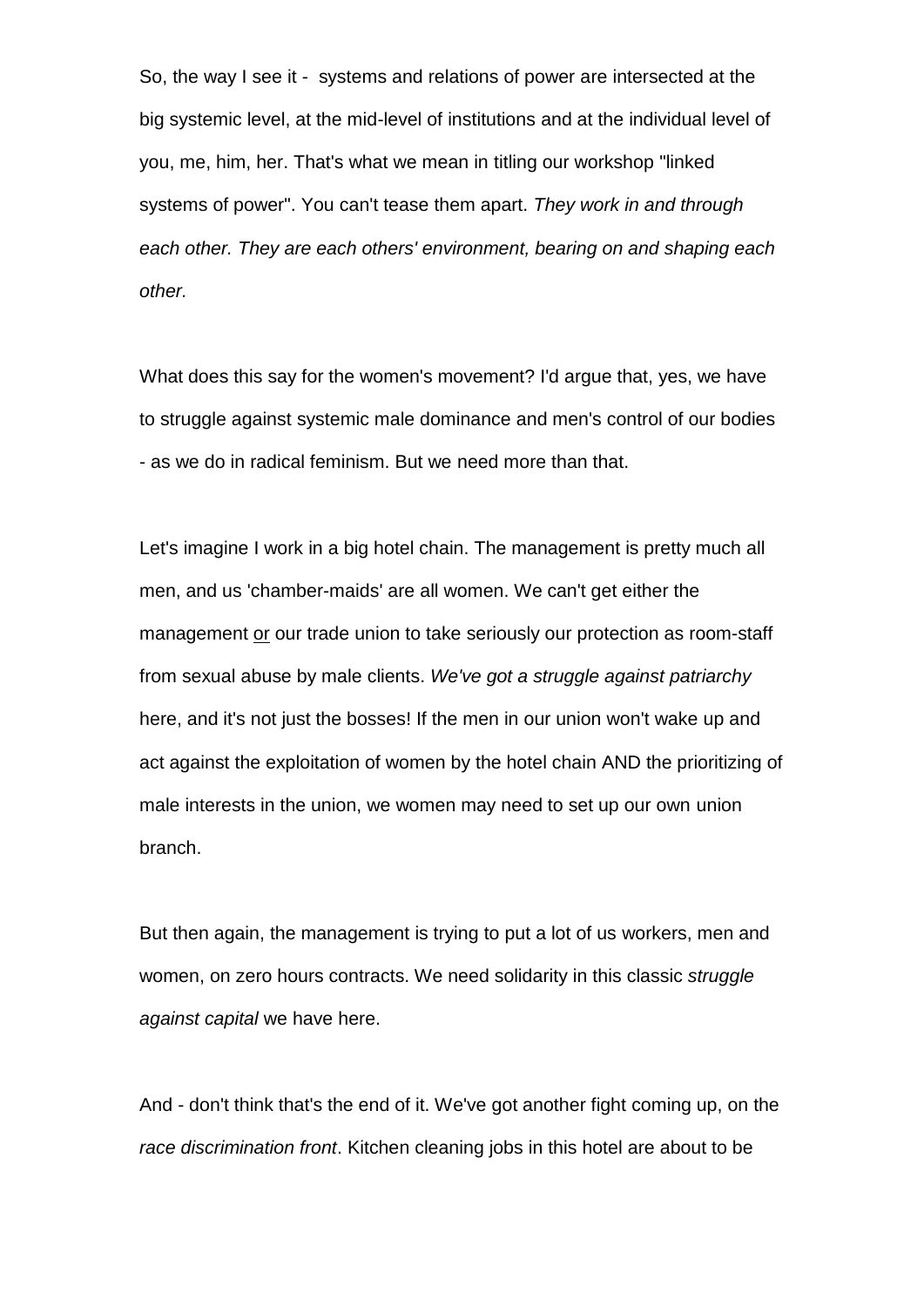So, the way I see it - systems and relations of power are intersected at the big systemic level, at the mid-level of institutions and at the individual level of you, me, him, her. That's what we mean in titling our workshop "linked systems of power". You can't tease them apart. *They work in and through each other. They are each others' environment, bearing on and shaping each other.*

What does this say for the women's movement? I'd argue that, yes, we have to struggle against systemic male dominance and men's control of our bodies - as we do in radical feminism. But we need more than that.

Let's imagine I work in a big hotel chain. The management is pretty much all men, and us 'chamber-maids' are all women. We can't get either the management <u>or</u> our trade union to take seriously our protection as room-staff from sexual abuse by male clients. *We've got a struggle against patriarchy* here, and it's not just the bosses! If the men in our union won't wake up and act against the exploitation of women by the hotel chain AND the prioritizing of male interests in the union, we women may need to set up our own union branch.

But then again, the management is trying to put a lot of us workers, men and women, on zero hours contracts. We need solidarity in this classic *struggle against capital* we have here.

And - don't think that's the end of it. We've got another fight coming up, on the *race discrimination front*. Kitchen cleaning jobs in this hotel are about to be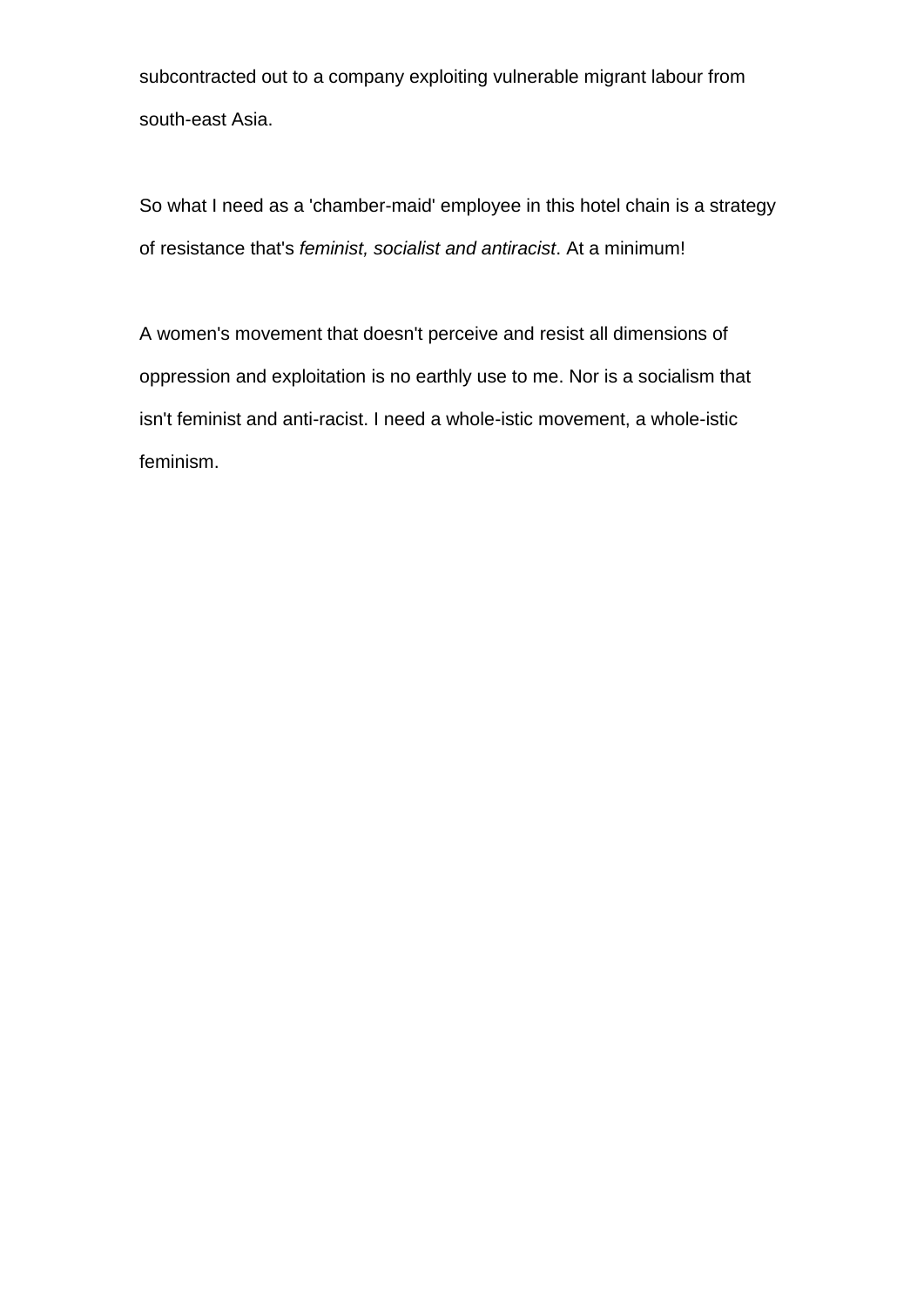subcontracted out to a company exploiting vulnerable migrant labour from south-east Asia.

So what I need as a 'chamber-maid' employee in this hotel chain is a strategy of resistance that's *feminist, socialist and antiracist*. At a minimum!

A women's movement that doesn't perceive and resist all dimensions of oppression and exploitation is no earthly use to me. Nor is a socialism that isn't feminist and anti-racist. I need a whole-istic movement, a whole-istic feminism.